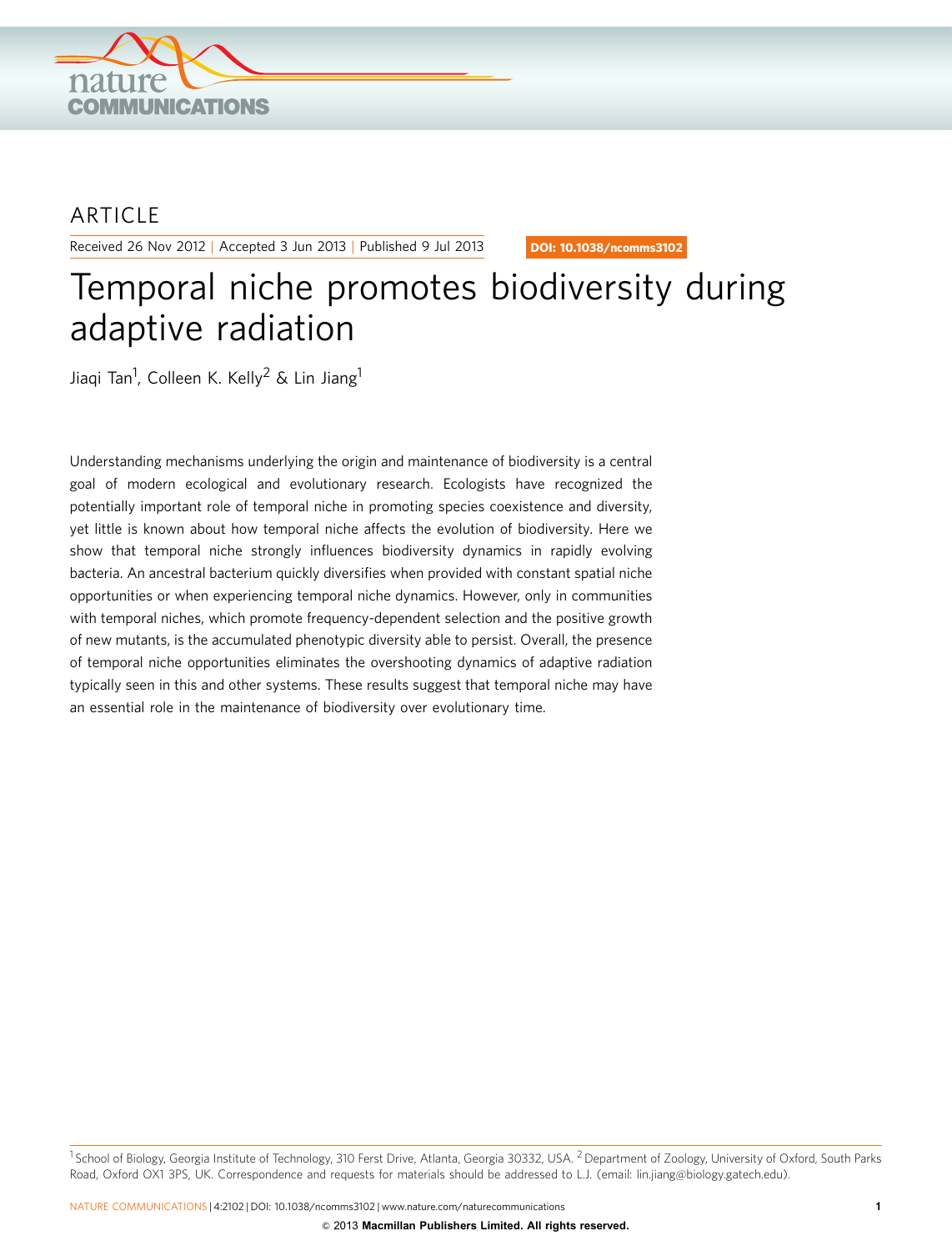ARTICLE

Received 26 Nov 2012 | Accepted 3 Jun 2013 | Published 9 Jul 2013

DOI: 10.1038/ncomms3102

# Temporal niche promotes biodiversity during adaptive radiation

Jiaqi Tan[1], Colleen K. Kelly[2] & Lin Jiang[1]

Understanding mechanisms underlying the origin and maintenance of biodiversity is a central goal of modern ecological and evolutionary research. Ecologists have recognized the potentially important role of temporal niche in promoting species coexistence and diversity, yet little is known about how temporal niche affects the evolution of biodiversity. Here we show that temporal niche strongly influences biodiversity dynamics in rapidly evolving bacteria. An ancestral bacterium quickly diversifies when provided with constant spatial niche opportunities or when experiencing temporal niche dynamics. However, only in communities with temporal niches, which promote frequency-dependent selection and the positive growth of new mutants, is the accumulated phenotypic diversity able to persist. Overall, the presence of temporal niche opportunities eliminates the overshooting dynamics of adaptive radiation typically seen in this and other systems. These results suggest that temporal niche may have an essential role in the maintenance of biodiversity over evolutionary time.

[1] School of Biology, Georgia Institute of Technology, 310 Ferst Drive, Atlanta, Georgia 30332, USA. [2] Department of Zoology, University of Oxford, South Parks Road, Oxford OX1 3PS, UK. Correspondence and requests for materials should be addressed to L.J. (email: lin.jiang@biology.gatech.edu).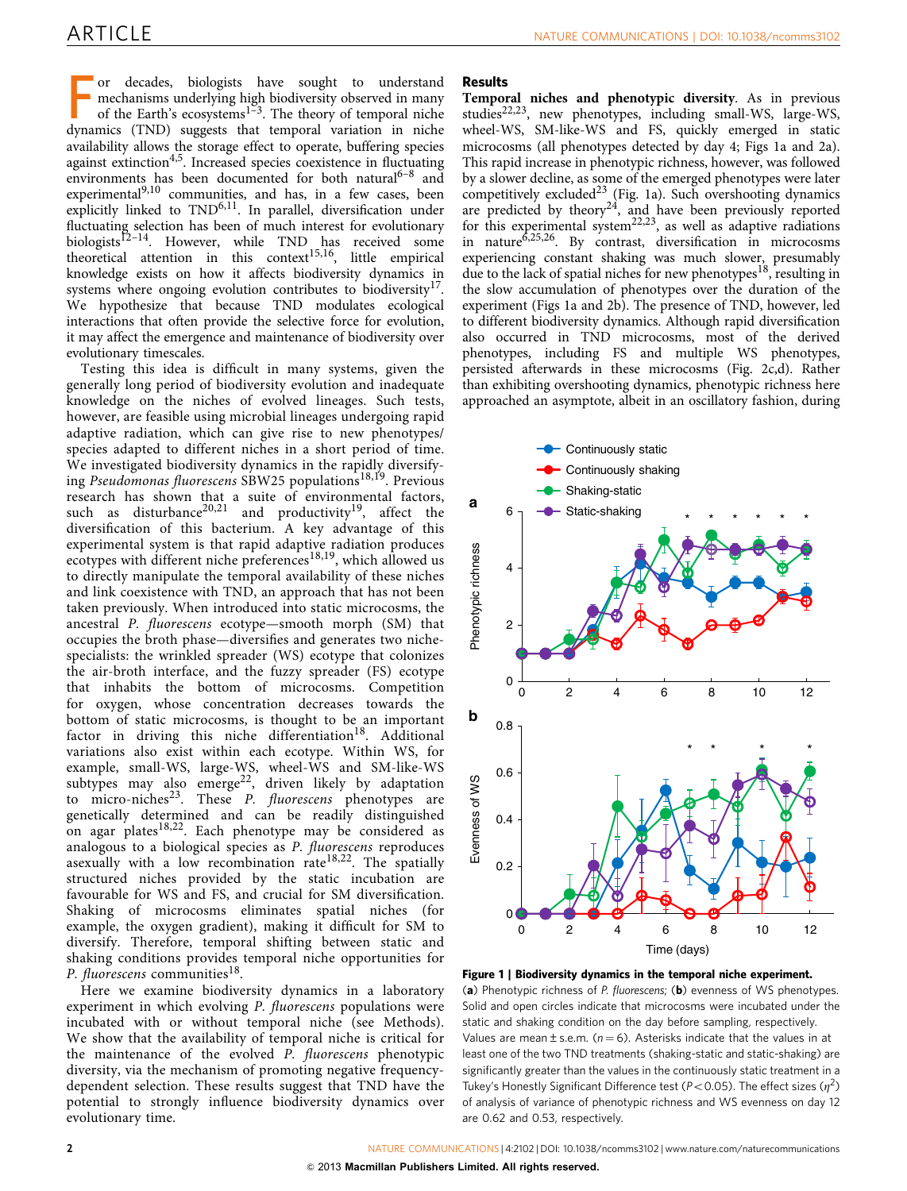For decades, biologists have sought to understand mechanisms underlying high biodiversity observed in many of the Earth's ecosystems[1–3]. The theory of temporal niche dynamics (TND) suggests that temporal variation in niche availability allows the storage effect to operate, buffering species against extinction[4,5]. Increased species coexistence in fluctuating environments has been documented for both natural[6–8] and experimental[9,10] communities, and has, in a few cases, been explicitly linked to TND[6,11]. In parallel, diversification under fluctuating selection has been of much interest for evolutionary biologists[12–14]. However, while TND has received some theoretical attention in this context[15,16], little empirical knowledge exists on how it affects biodiversity dynamics in systems where ongoing evolution contributes to biodiversity[17]. We hypothesize that because TND modulates ecological interactions that often provide the selective force for evolution, it may affect the emergence and maintenance of biodiversity over evolutionary timescales.

Testing this idea is difficult in many systems, given the generally long period of biodiversity evolution and inadequate knowledge on the niches of evolved lineages. Such tests, however, are feasible using microbial lineages undergoing rapid adaptive radiation, which can give rise to new phenotypes/species adapted to different niches in a short period of time. We investigated biodiversity dynamics in the rapidly diversifying *Pseudomonas fluorescens* SBW25 populations[18,19]. Previous research has shown that a suite of environmental factors, such as disturbance[20,21] and productivity[19], affect the diversification of this bacterium. A key advantage of this experimental system is that rapid adaptive radiation produces ecotypes with different niche preferences[18,19], which allowed us to directly manipulate the temporal availability of these niches and link coexistence with TND, an approach that has not been taken previously. When introduced into static microcosms, the ancestral *P. fluorescens* ecotype—smooth morph (SM) that occupies the broth phase—diversifies and generates two niche-specialists: the wrinkled spreader (WS) ecotype that colonizes the air-broth interface, and the fuzzy spreader (FS) ecotype that inhabits the bottom of microcosms. Competition for oxygen, whose concentration decreases towards the bottom of static microcosms, is thought to be an important factor in driving this niche differentiation[18]. Additional variations also exist within each ecotype. Within WS, for example, small-WS, large-WS, wheel-WS and SM-like-WS subtypes may also emerge[22], driven likely by adaptation to micro-niches[23]. These *P. fluorescens* phenotypes are genetically determined and can be readily distinguished on agar plates[18,22]. Each phenotype may be considered as analogous to a biological species as *P. fluorescens* reproduces asexually with a low recombination rate[18,22]. The spatially structured niches provided by the static incubation are favourable for WS and FS, and crucial for SM diversification. Shaking of microcosms eliminates spatial niches (for example, the oxygen gradient), making it difficult for SM to diversify. Therefore, temporal shifting between static and shaking conditions provides temporal niche opportunities for *P. fluorescens* communities[18].

Here we examine biodiversity dynamics in a laboratory experiment in which evolving *P. fluorescens* populations were incubated with or without temporal niche (see Methods). We show that the availability of temporal niche is critical for the maintenance of the evolved *P. fluorescens* phenotypic diversity, via the mechanism of promoting negative frequency-dependent selection. These results suggest that TND have the potential to strongly influence biodiversity dynamics over evolutionary time.

## Results

**Temporal niches and phenotypic diversity.** As in previous studies[22,23], new phenotypes, including small-WS, large-WS, wheel-WS, SM-like-WS and FS, quickly emerged in static microcosms (all phenotypes detected by day 4; Figs 1a and 2a). This rapid increase in phenotypic richness, however, was followed by a slower decline, as some of the emerged phenotypes were later competitively excluded[23] (Fig. 1a). Such overshooting dynamics are predicted by theory[24], and have been previously reported for this experimental system[22,23], as well as adaptive radiations in nature[6,25,26]. By contrast, diversification in microcosms experiencing constant shaking was much slower, presumably due to the lack of spatial niches for new phenotypes[18], resulting in the slow accumulation of phenotypes over the duration of the experiment (Figs 1a and 2b). The presence of TND, however, led to different biodiversity dynamics. Although rapid diversification also occurred in TND microcosms, most of the derived phenotypes, including FS and multiple WS phenotypes, persisted afterwards in these microcosms (Fig. 2c,d). Rather than exhibiting overshooting dynamics, phenotypic richness here approached an asymptote, albeit in an oscillatory fashion, during

**Figure 1 | Biodiversity dynamics in the temporal niche experiment.** (**a**) Phenotypic richness of *P. fluorescens*; (**b**) evenness of WS phenotypes. Solid and open circles indicate that microcosms were incubated under the static and shaking condition on the day before sampling, respectively. Values are mean ± s.e.m. ($n = 6$). Asterisks indicate that the values in at least one of the two TND treatments (shaking-static and static-shaking) are significantly greater than the values in the continuously static treatment in a Tukey's Honestly Significant Difference test ($P < 0.05$). The effect sizes ($\eta^2$) of analysis of variance of phenotypic richness and WS evenness on day 12 are 0.62 and 0.53, respectively.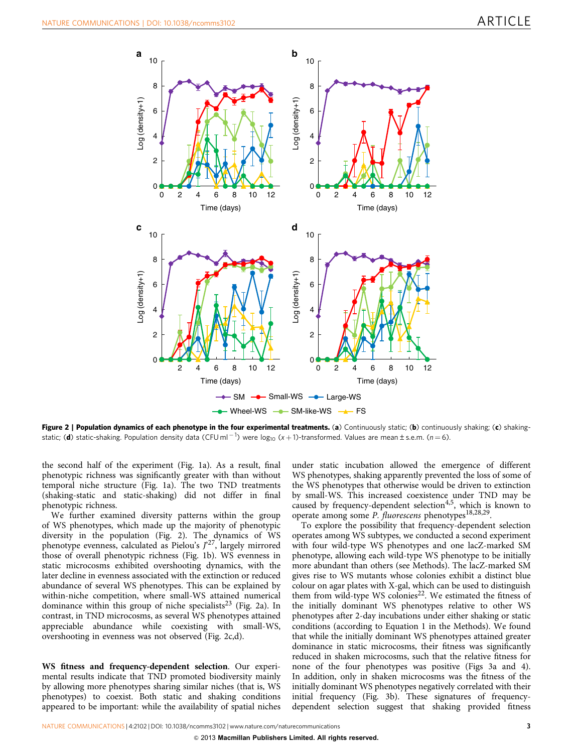Figure 2 | Population dynamics of each phenotype in the four experimental treatments. (a) Continuously static; (b) continuously shaking; (c) shaking-static; (d) static-shaking. Population density data (CFU ml$^{-1}$) were $\log_{10}(x+1)$-transformed. Values are mean ± s.e.m. ($n = 6$).

the second half of the experiment (Fig. 1a). As a result, final phenotypic richness was significantly greater with than without temporal niche structure (Fig. 1a). The two TND treatments (shaking-static and static-shaking) did not differ in final phenotypic richness.

We further examined diversity patterns within the group of WS phenotypes, which made up the majority of phenotypic diversity in the population (Fig. 2). The dynamics of WS phenotype evenness, calculated as Pielou's $J'$[27], largely mirrored those of overall phenotypic richness (Fig. 1b). WS evenness in static microcosms exhibited overshooting dynamics, with the later decline in evenness associated with the extinction or reduced abundance of several WS phenotypes. This can be explained by within-niche competition, where small-WS attained numerical dominance within this group of niche specialists[23] (Fig. 2a). In contrast, in TND microcosms, as several WS phenotypes attained appreciable abundance while coexisting with small-WS, overshooting in evenness was not observed (Fig. 2c,d).

**WS fitness and frequency-dependent selection**. Our experimental results indicate that TND promoted biodiversity mainly by allowing more phenotypes sharing similar niches (that is, WS phenotypes) to coexist. Both static and shaking conditions appeared to be important: while the availability of spatial niches under static incubation allowed the emergence of different WS phenotypes, shaking apparently prevented the loss of some of the WS phenotypes that otherwise would be driven to extinction by small-WS. This increased coexistence under TND may be caused by frequency-dependent selection[4,5], which is known to operate among some *P. fluorescens* phenotypes[18,28,29].

To explore the possibility that frequency-dependent selection operates among WS subtypes, we conducted a second experiment with four wild-type WS phenotypes and one lacZ-marked SM phenotype, allowing each wild-type WS phenotype to be initially more abundant than others (see Methods). The lacZ-marked SM gives rise to WS mutants whose colonies exhibit a distinct blue colour on agar plates with X-gal, which can be used to distinguish them from wild-type WS colonies[22]. We estimated the fitness of the initially dominant WS phenotypes relative to other WS phenotypes after 2-day incubations under either shaking or static conditions (according to Equation 1 in the Methods). We found that while the initially dominant WS phenotypes attained greater dominance in static microcosms, their fitness was significantly reduced in shaken microcosms, such that the relative fitness for none of the four phenotypes was positive (Figs 3a and 4). In addition, only in shaken microcosms was the fitness of the initially dominant WS phenotypes negatively correlated with their initial frequency (Fig. 3b). These signatures of frequency-dependent selection suggest that shaking provided fitness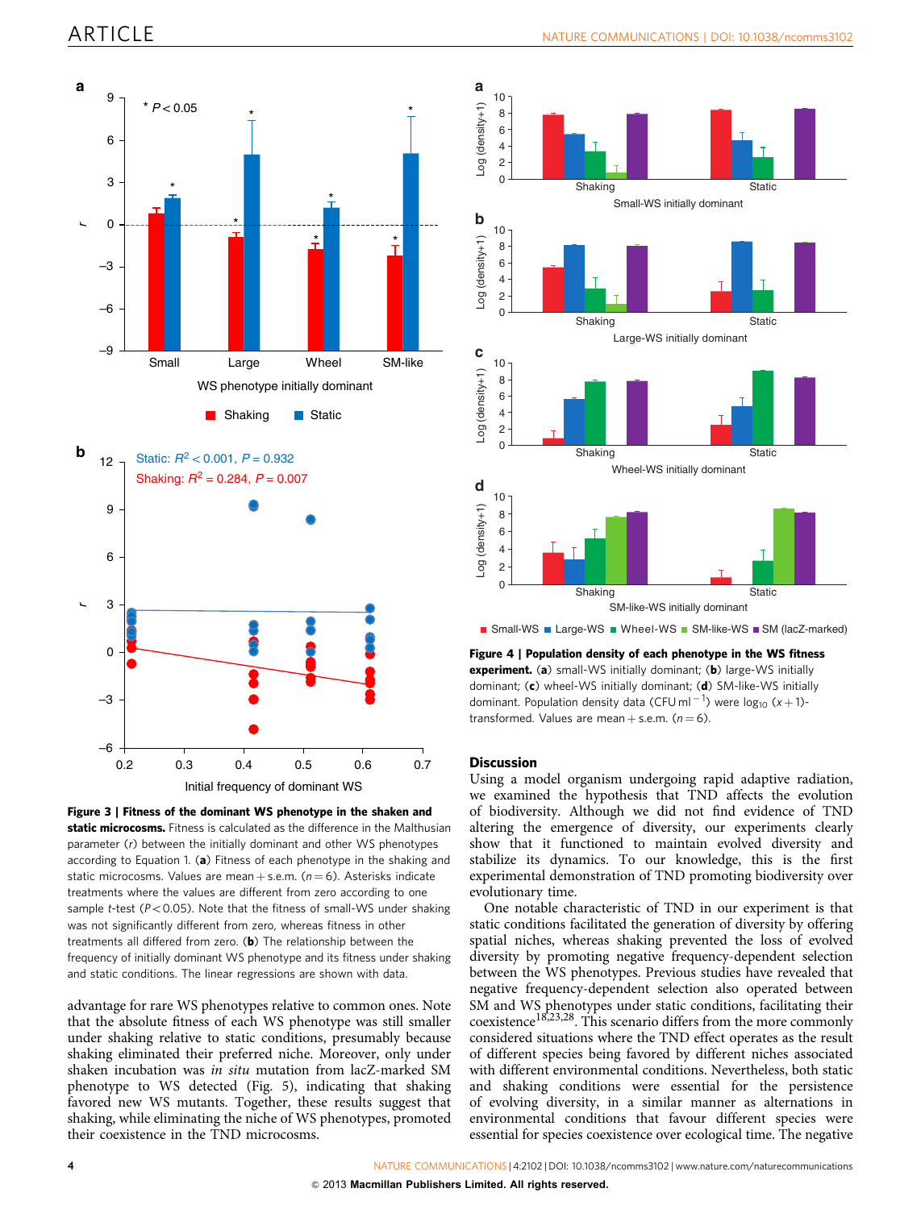**Figure 3 | Fitness of the dominant WS phenotype in the shaken and static microcosms.** Fitness is calculated as the difference in the Malthusian parameter ($r$) between the initially dominant and other WS phenotypes according to Equation 1. (**a**) Fitness of each phenotype in the shaking and static microcosms. Values are mean + s.e.m. ($n = 6$). Asterisks indicate treatments where the values are different from zero according to one sample $t$-test ($P < 0.05$). Note that the fitness of small-WS under shaking was not significantly different from zero, whereas fitness in other treatments all differed from zero. (**b**) The relationship between the frequency of initially dominant WS phenotype and its fitness under shaking and static conditions. The linear regressions are shown with data.

**Figure 4 | Population density of each phenotype in the WS fitness experiment.** (**a**) small-WS initially dominant; (**b**) large-WS initially dominant; (**c**) wheel-WS initially dominant; (**d**) SM-like-WS initially dominant. Population density data (CFU ml$^{-1}$) were $\log_{10}(x+1)$-transformed. Values are mean + s.e.m. ($n = 6$).

advantage for rare WS phenotypes relative to common ones. Note that the absolute fitness of each WS phenotype was still smaller under shaking relative to static conditions, presumably because shaking eliminated their preferred niche. Moreover, only under shaken incubation was *in situ* mutation from lacZ-marked SM phenotype to WS detected (Fig. 5), indicating that shaking favored new WS mutants. Together, these results suggest that shaking, while eliminating the niche of WS phenotypes, promoted their coexistence in the TND microcosms.

## Discussion

Using a model organism undergoing rapid adaptive radiation, we examined the hypothesis that TND affects the evolution of biodiversity. Although we did not find evidence of TND altering the emergence of diversity, our experiments clearly show that it functioned to maintain evolved diversity and stabilize its dynamics. To our knowledge, this is the first experimental demonstration of TND promoting biodiversity over evolutionary time.

One notable characteristic of TND in our experiment is that static conditions facilitated the generation of diversity by offering spatial niches, whereas shaking prevented the loss of evolved diversity by promoting negative frequency-dependent selection between the WS phenotypes. Previous studies have revealed that negative frequency-dependent selection also operated between SM and WS phenotypes under static conditions, facilitating their coexistence[18,23,28]. This scenario differs from the more commonly considered situations where the TND effect operates as the result of different species being favored by different niches associated with different environmental conditions. Nevertheless, both static and shaking conditions were essential for the persistence of evolving diversity, in a similar manner as alternations in environmental conditions that favour different species were essential for species coexistence over ecological time. The negative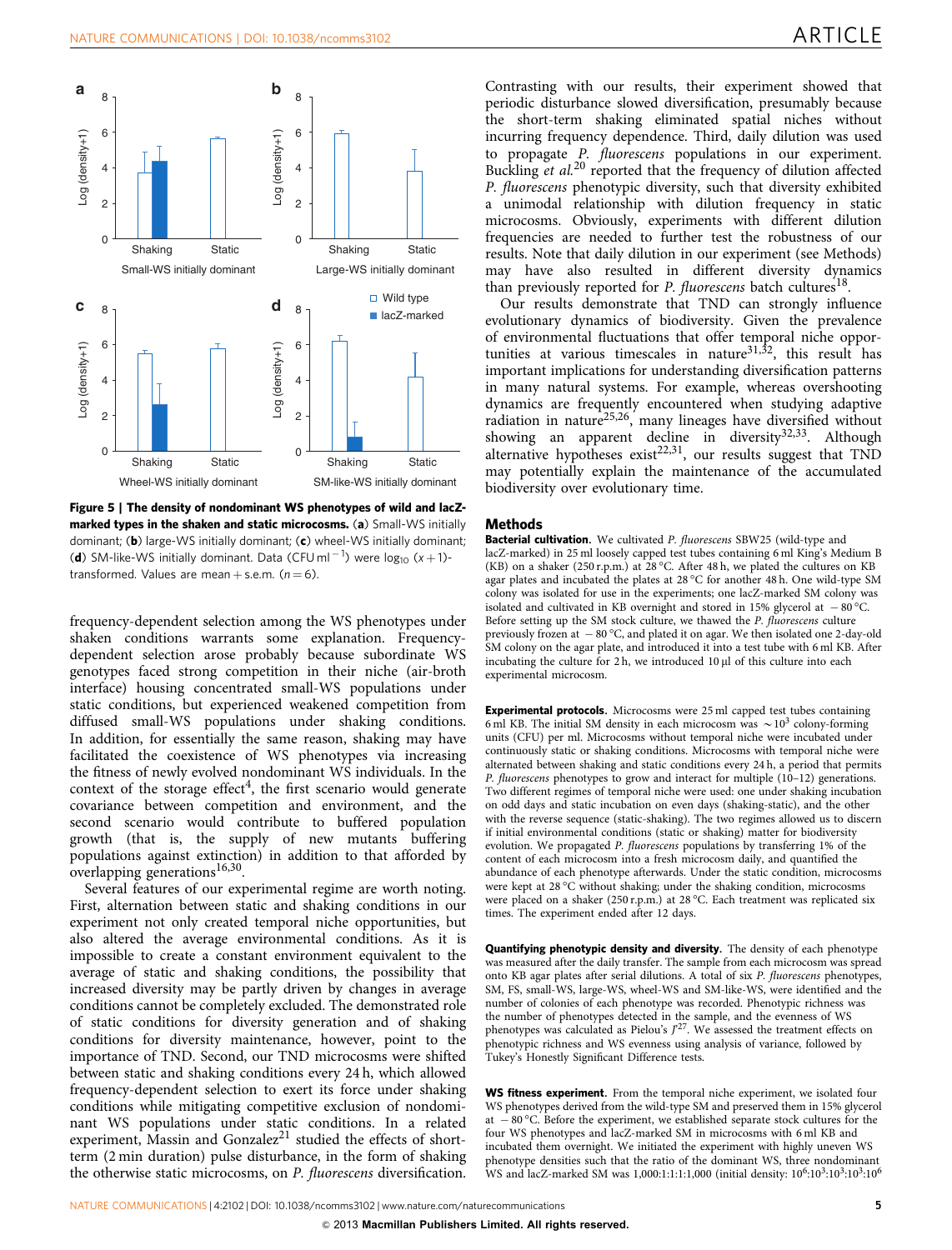**Figure 5 | The density of nondominant WS phenotypes of wild and lacZ-marked types in the shaken and static microcosms.** (**a**) Small-WS initially dominant; (**b**) large-WS initially dominant; (**c**) wheel-WS initially dominant; (**d**) SM-like-WS initially dominant. Data (CFU ml$^{-1}$) were $\log_{10}(x+1)$-transformed. Values are mean + s.e.m. ($n = 6$).

frequency-dependent selection among the WS phenotypes under shaken conditions warrants some explanation. Frequency-dependent selection arose probably because subordinate WS genotypes faced strong competition in their niche (air-broth interface) housing concentrated small-WS populations under static conditions, but experienced weakened competition from diffused small-WS populations under shaking conditions. In addition, for essentially the same reason, shaking may have facilitated the coexistence of WS phenotypes via increasing the fitness of newly evolved nondominant WS individuals. In the context of the storage effect[4], the first scenario would generate covariance between competition and environment, and the second scenario would contribute to buffered population growth (that is, the supply of new mutants buffering populations against extinction) in addition to that afforded by overlapping generations[16,30].

Several features of our experimental regime are worth noting. First, alternation between static and shaking conditions in our experiment not only created temporal niche opportunities, but also altered the average environmental conditions. As it is impossible to create a constant environment equivalent to the average of static and shaking conditions, the possibility that increased diversity may be partly driven by changes in average conditions cannot be completely excluded. The demonstrated role of static conditions for diversity generation and of shaking conditions for diversity maintenance, however, point to the importance of TND. Second, our TND microcosms were shifted between static and shaking conditions every 24 h, which allowed frequency-dependent selection to exert its force under shaking conditions while mitigating competitive exclusion of nondominant WS populations under static conditions. In a related experiment, Massin and Gonzalez[21] studied the effects of short-term (2 min duration) pulse disturbance, in the form of shaking the otherwise static microcosms, on *P. fluorescens* diversification. Contrasting with our results, their experiment showed that periodic disturbance slowed diversification, presumably because the short-term shaking eliminated spatial niches without incurring frequency dependence. Third, daily dilution was used to propagate *P. fluorescens* populations in our experiment. Buckling *et al.*[20] reported that the frequency of dilution affected *P. fluorescens* phenotypic diversity, such that diversity exhibited a unimodal relationship with dilution frequency in static microcosms. Obviously, experiments with different dilution frequencies are needed to further test the robustness of our results. Note that daily dilution in our experiment (see Methods) may have also resulted in different diversity dynamics than previously reported for *P. fluorescens* batch cultures[18].

Our results demonstrate that TND can strongly influence evolutionary dynamics of biodiversity. Given the prevalence of environmental fluctuations that offer temporal niche opportunities at various timescales in nature[31,32], this result has important implications for understanding diversification patterns in many natural systems. For example, whereas overshooting dynamics are frequently encountered when studying adaptive radiation in nature[25,26], many lineages have diversified without showing an apparent decline in diversity[32,33]. Although alternative hypotheses exist[22,31], our results suggest that TND may potentially explain the maintenance of the accumulated biodiversity over evolutionary time.

## Methods

**Bacterial cultivation.** We cultivated *P. fluorescens* SBW25 (wild-type and lacZ-marked) in 25 ml loosely capped test tubes containing 6 ml King's Medium B (KB) on a shaker (250 r.p.m.) at 28 °C. After 48 h, we plated the cultures on KB agar plates and incubated the plates at 28 °C for another 48 h. One wild-type SM colony was isolated for use in the experiments; one lacZ-marked SM colony was isolated and cultivated in KB overnight and stored in 15% glycerol at −80 °C. Before setting up the SM stock culture, we thawed the *P. fluorescens* culture previously frozen at −80 °C, and plated it on agar. We then isolated one 2-day-old SM colony on the agar plate, and introduced it into a test tube with 6 ml KB. After incubating the culture for 2 h, we introduced 10 μl of this culture into each experimental microcosm.

**Experimental protocols.** Microcosms were 25 ml capped test tubes containing 6 ml KB. The initial SM density in each microcosm was ~$10^3$ colony-forming units (CFU) per ml. Microcosms without temporal niche were incubated under continuously static or shaking conditions. Microcosms with temporal niche were alternated between shaking and static conditions every 24 h, a period that permits *P. fluorescens* phenotypes to grow and interact for multiple (10–12) generations. Two different regimes of temporal niche were used: one under shaking incubation on odd days and static incubation on even days (shaking-static), and the other with the reverse sequence (static-shaking). The two regimes allowed us to discern if initial environmental conditions (static or shaking) matter for biodiversity evolution. We propagated *P. fluorescens* populations by transferring 1% of the content of each microcosm into a fresh microcosm daily, and quantified the abundance of each phenotype afterwards. Under the static condition, microcosms were kept at 28 °C without shaking; under the shaking condition, microcosms were placed on a shaker (250 r.p.m.) at 28 °C. Each treatment was replicated six times. The experiment ended after 12 days.

**Quantifying phenotypic density and diversity.** The density of each phenotype was measured after the daily transfer. The sample from each microcosm was spread onto KB agar plates after serial dilutions. A total of six *P. fluorescens* phenotypes, SM, FS, small-WS, large-WS, wheel-WS and SM-like-WS, were identified and the number of colonies of each phenotype was recorded. Phenotypic richness was the number of phenotypes detected in the sample, and the evenness of WS phenotypes was calculated as Pielou's $J'$[27]. We assessed the treatment effects on phenotypic richness and WS evenness using analysis of variance, followed by Tukey's Honestly Significant Difference tests.

**WS fitness experiment.** From the temporal niche experiment, we isolated four WS phenotypes derived from the wild-type SM and preserved them in 15% glycerol at −80 °C. Before the experiment, we established separate stock cultures for the four WS phenotypes and lacZ-marked SM in microcosms with 6 ml KB and incubated them overnight. We initiated the experiment with highly uneven WS phenotype densities such that the ratio of the dominant WS, three nondominant WS and lacZ-marked SM was 1,000:1:1:1:1,000 (initial density: $10^6$:$10^3$:$10^3$:$10^3$:$10^6$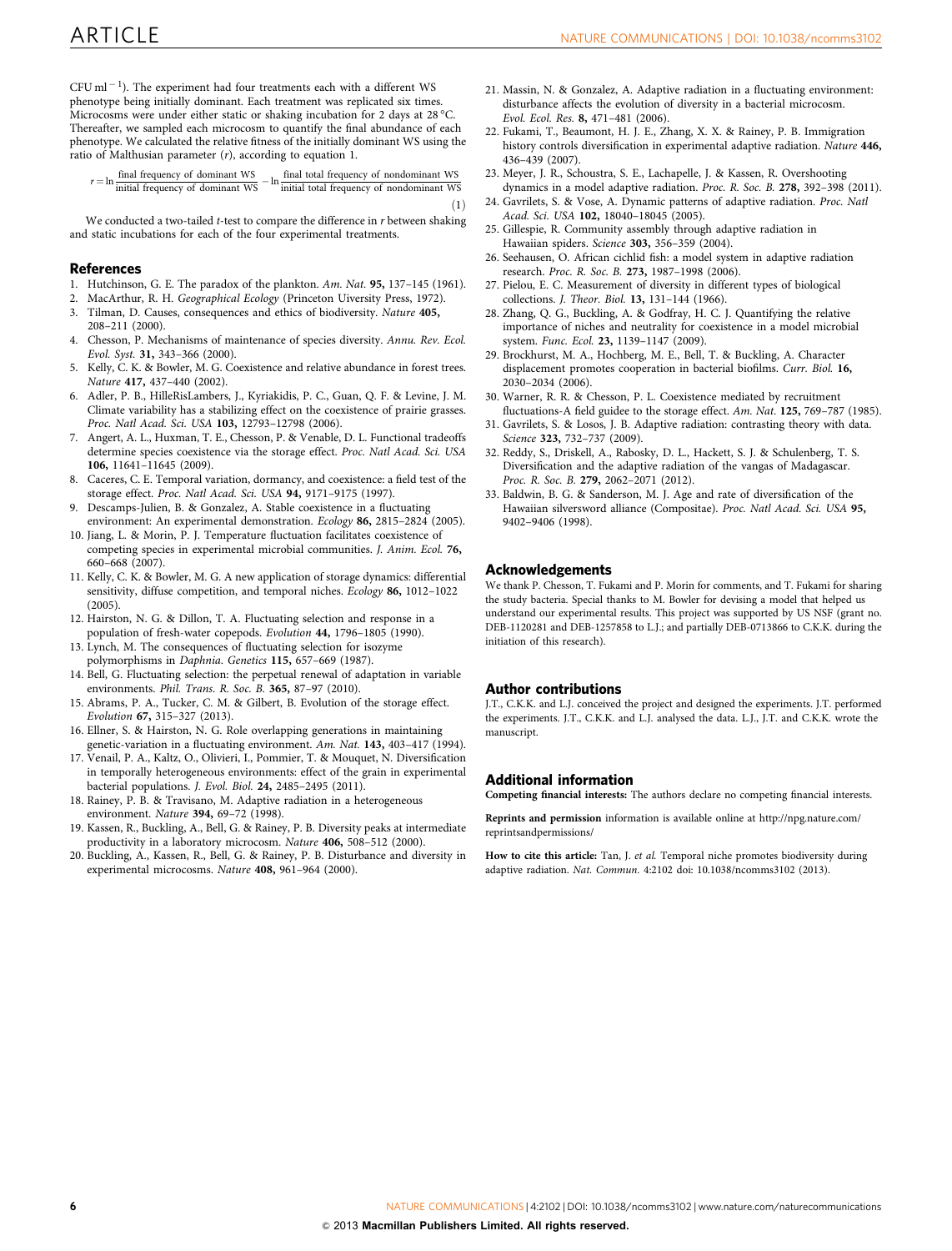CFU ml$^{-1}$). The experiment had four treatments each with a different WS phenotype being initially dominant. Each treatment was replicated six times. Microcosms were under either static or shaking incubation for 2 days at 28 °C. Thereafter, we sampled each microcosm to quantify the final abundance of each phenotype. We calculated the relative fitness of the initially dominant WS using the ratio of Malthusian parameter ($r$), according to equation 1.

$$r = \ln\frac{\text{final frequency of dominant WS}}{\text{initial frequency of dominant WS}} - \ln\frac{\text{final total frequency of nondominant WS}}{\text{initial total frequency of nondominant WS}} \quad (1)$$

We conducted a two-tailed $t$-test to compare the difference in $r$ between shaking and static incubations for each of the four experimental treatments.

## References

1. Hutchinson, G. E. The paradox of the plankton. *Am. Nat.* **95,** 137–145 (1961).
2. MacArthur, R. H. *Geographical Ecology* (Princeton Uiversity Press, 1972).
3. Tilman, D. Causes, consequences and ethics of biodiversity. *Nature* **405,** 208–211 (2000).
4. Chesson, P. Mechanisms of maintenance of species diversity. *Annu. Rev. Ecol. Evol. Syst.* **31,** 343–366 (2000).
5. Kelly, C. K. & Bowler, M. G. Coexistence and relative abundance in forest trees. *Nature* **417,** 437–440 (2002).
6. Adler, P. B., HilleRisLambers, J., Kyriakidis, P. C., Guan, Q. F. & Levine, J. M. Climate variability has a stabilizing effect on the coexistence of prairie grasses. *Proc. Natl Acad. Sci. USA* **103,** 12793–12798 (2006).
7. Angert, A. L., Huxman, T. E., Chesson, P. & Venable, D. L. Functional tradeoffs determine species coexistence via the storage effect. *Proc. Natl Acad. Sci. USA* **106,** 11641–11645 (2009).
8. Caceres, C. E. Temporal variation, dormancy, and coexistence: a field test of the storage effect. *Proc. Natl Acad. Sci. USA* **94,** 9171–9175 (1997).
9. Descamps-Julien, B. & Gonzalez, A. Stable coexistence in a fluctuating environment: An experimental demonstration. *Ecology* **86,** 2815–2824 (2005).
10. Jiang, L. & Morin, P. J. Temperature fluctuation facilitates coexistence of competing species in experimental microbial communities. *J. Anim. Ecol.* **76,** 660–668 (2007).
11. Kelly, C. K. & Bowler, M. G. A new application of storage dynamics: differential sensitivity, diffuse competition, and temporal niches. *Ecology* **86,** 1012–1022 (2005).
12. Hairston, N. G. & Dillon, T. A. Fluctuating selection and response in a population of fresh-water copepods. *Evolution* **44,** 1796–1805 (1990).
13. Lynch, M. The consequences of fluctuating selection for isozyme polymorphisms in *Daphnia*. *Genetics* **115,** 657–669 (1987).
14. Bell, G. Fluctuating selection: the perpetual renewal of adaptation in variable environments. *Phil. Trans. R. Soc. B.* **365,** 87–97 (2010).
15. Abrams, P. A., Tucker, C. M. & Gilbert, B. Evolution of the storage effect. *Evolution* **67,** 315–327 (2013).
16. Ellner, S. & Hairston, N. G. Role overlapping generations in maintaining genetic-variation in a fluctuating environment. *Am. Nat.* **143,** 403–417 (1994).
17. Venail, P. A., Kaltz, O., Olivieri, I., Pommier, T. & Mouquet, N. Diversification in temporally heterogeneous environments: effect of the grain in experimental bacterial populations. *J. Evol. Biol.* **24,** 2485–2495 (2011).
18. Rainey, P. B. & Travisano, M. Adaptive radiation in a heterogeneous environment. *Nature* **394,** 69–72 (1998).
19. Kassen, R., Buckling, A., Bell, G. & Rainey, P. B. Diversity peaks at intermediate productivity in a laboratory microcosm. *Nature* **406,** 508–512 (2000).
20. Buckling, A., Kassen, R., Bell, G. & Rainey, P. B. Disturbance and diversity in experimental microcosms. *Nature* **408,** 961–964 (2000).
21. Massin, N. & Gonzalez, A. Adaptive radiation in a fluctuating environment: disturbance affects the evolution of diversity in a bacterial microcosm. *Evol. Ecol. Res.* **8,** 471–481 (2006).
22. Fukami, T., Beaumont, H. J. E., Zhang, X. X. & Rainey, P. B. Immigration history controls diversification in experimental adaptive radiation. *Nature* **446,** 436–439 (2007).
23. Meyer, J. R., Schoustra, S. E., Lachapelle, J. & Kassen, R. Overshooting dynamics in a model adaptive radiation. *Proc. R. Soc. B.* **278,** 392–398 (2011).
24. Gavrilets, S. & Vose, A. Dynamic patterns of adaptive radiation. *Proc. Natl Acad. Sci. USA* **102,** 18040–18045 (2005).
25. Gillespie, R. Community assembly through adaptive radiation in Hawaiian spiders. *Science* **303,** 356–359 (2004).
26. Seehausen, O. African cichlid fish: a model system in adaptive radiation research. *Proc. R. Soc. B.* **273,** 1987–1998 (2006).
27. Pielou, E. C. Measurement of diversity in different types of biological collections. *J. Theor. Biol.* **13,** 131–144 (1966).
28. Zhang, Q. G., Buckling, A. & Godfray, H. C. J. Quantifying the relative importance of niches and neutrality for coexistence in a model microbial system. *Func. Ecol.* **23,** 1139–1147 (2009).
29. Brockhurst, M. A., Hochberg, M. E., Bell, T. & Buckling, A. Character displacement promotes cooperation in bacterial biofilms. *Curr. Biol.* **16,** 2030–2034 (2006).
30. Warner, R. R. & Chesson, P. L. Coexistence mediated by recruitment fluctuations-A field guidee to the storage effect. *Am. Nat.* **125,** 769–787 (1985).
31. Gavrilets, S. & Losos, J. B. Adaptive radiation: contrasting theory with data. *Science* **323,** 732–737 (2009).
32. Reddy, S., Driskell, A., Rabosky, D. L., Hackett, S. J. & Schulenberg, T. S. Diversification and the adaptive radiation of the vangas of Madagascar. *Proc. R. Soc. B.* **279,** 2062–2071 (2012).
33. Baldwin, B. G. & Sanderson, M. J. Age and rate of diversification of the Hawaiian silversword alliance (Compositae). *Proc. Natl Acad. Sci. USA* **95,** 9402–9406 (1998).

## Acknowledgements

We thank P. Chesson, T. Fukami and P. Morin for comments, and T. Fukami for sharing the study bacteria. Special thanks to M. Bowler for devising a model that helped us understand our experimental results. This project was supported by US NSF (grant no. DEB-1120281 and DEB-1257858 to L.J.; and partially DEB-0713866 to C.K.K. during the initiation of this research).

## Author contributions

J.T., C.K.K. and L.J. conceived the project and designed the experiments. J.T. performed the experiments. J.T., C.K.K. and L.J. analysed the data. L.J., J.T. and C.K.K. wrote the manuscript.

## Additional information

**Competing financial interests:** The authors declare no competing financial interests.

**Reprints and permission** information is available online at http://npg.nature.com/reprintsandpermissions/

**How to cite this article:** Tan, J. *et al.* Temporal niche promotes biodiversity during adaptive radiation. *Nat. Commun.* 4:2102 doi: 10.1038/ncomms3102 (2013).